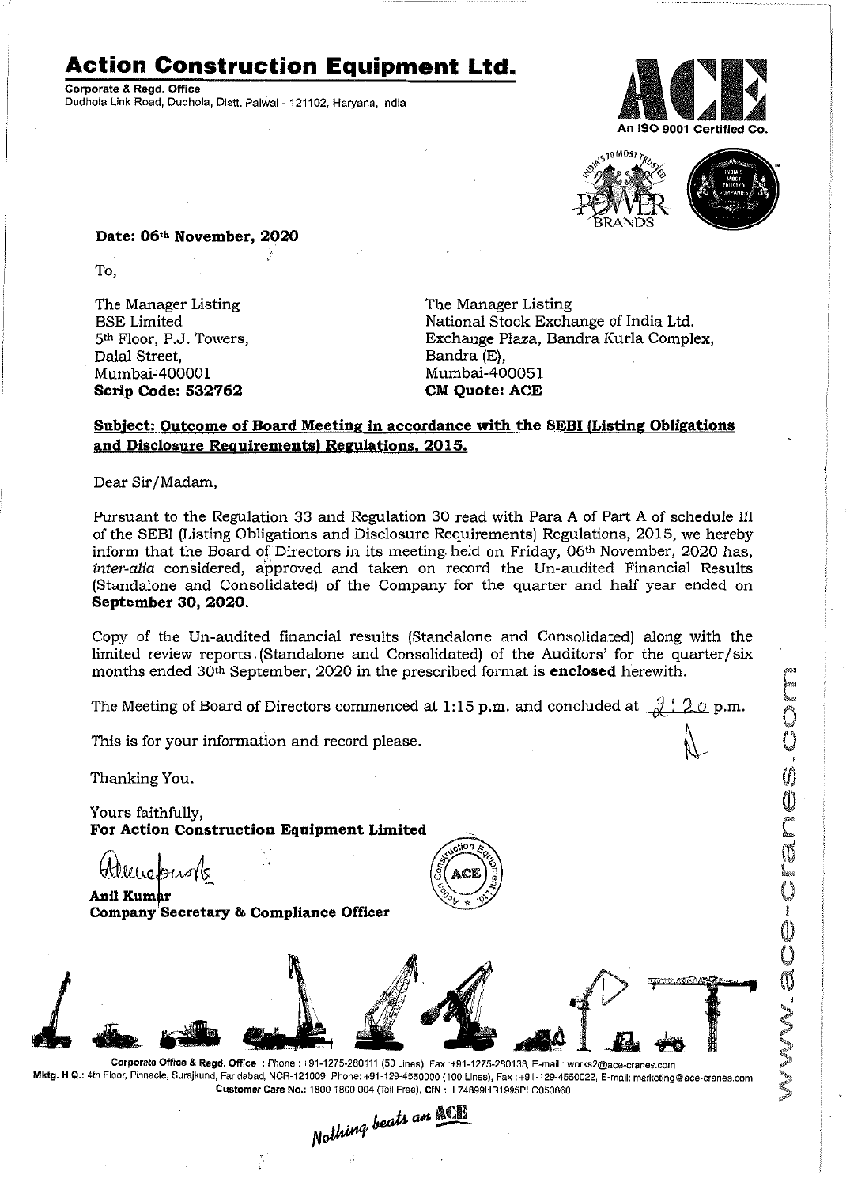# Action Construction Equipment Ltd.

**Corporate & Regd. Office**
Dudhola Link Road, Dudhola, Distt. Palwal - 121102, Haryana, India

An ISO 9001 Certified Co.

**Date: 06th November, 2020**

To,

| | |
|---|---|
| The Manager Listing | The Manager Listing |
| BSE Limited | National Stock Exchange of India Ltd. |
| 5th Floor, P.J. Towers, | Exchange Plaza, Bandra Kurla Complex, |
| Dalal Street, | Bandra (E), |
| Mumbai-400001 | Mumbai-400051 |
| **Scrip Code: 532762** | **CM Quote: ACE** |

**Subject: Outcome of Board Meeting in accordance with the SEBI (Listing Obligations and Disclosure Requirements) Regulations, 2015.**

Dear Sir/Madam,

Pursuant to the Regulation 33 and Regulation 30 read with Para A of Part A of schedule III of the SEBI (Listing Obligations and Disclosure Requirements) Regulations, 2015, we hereby inform that the Board of Directors in its meeting held on Friday, 06th November, 2020 has, *inter-alia* considered, approved and taken on record the Un-audited Financial Results (Standalone and Consolidated) of the Company for the quarter and half year ended on **September 30, 2020.**

Copy of the Un-audited financial results (Standalone and Consolidated) along with the limited review reports (Standalone and Consolidated) of the Auditors' for the quarter/six months ended 30th September, 2020 in the prescribed format is **enclosed** herewith.

The Meeting of Board of Directors commenced at 1:15 p.m. and concluded at 2:20 p.m.

This is for your information and record please.

Thanking You.

Yours faithfully,
**For Action Construction Equipment Limited**

**Anil Kumar**
**Company Secretary & Compliance Officer**

Corporate Office & Regd. Office : Phone : +91-1275-280111 (50 Lines), Fax :+91-1275-280133, E-mail : works2@ace-cranes.com
Mktg. H.Q.: 4th Floor, Pinnacle, Surajkund, Faridabad, NCR-121009, Phone: +91-129-4550000 (100 Lines), Fax : +91-129-4550022, E-mail: marketing@ace-cranes.com
Customer Care No.: 1800 1800 004 (Toll Free), CIN : L74899HR1995PLC053860

*Nothing beats an ACE*

www.ace-cranes.com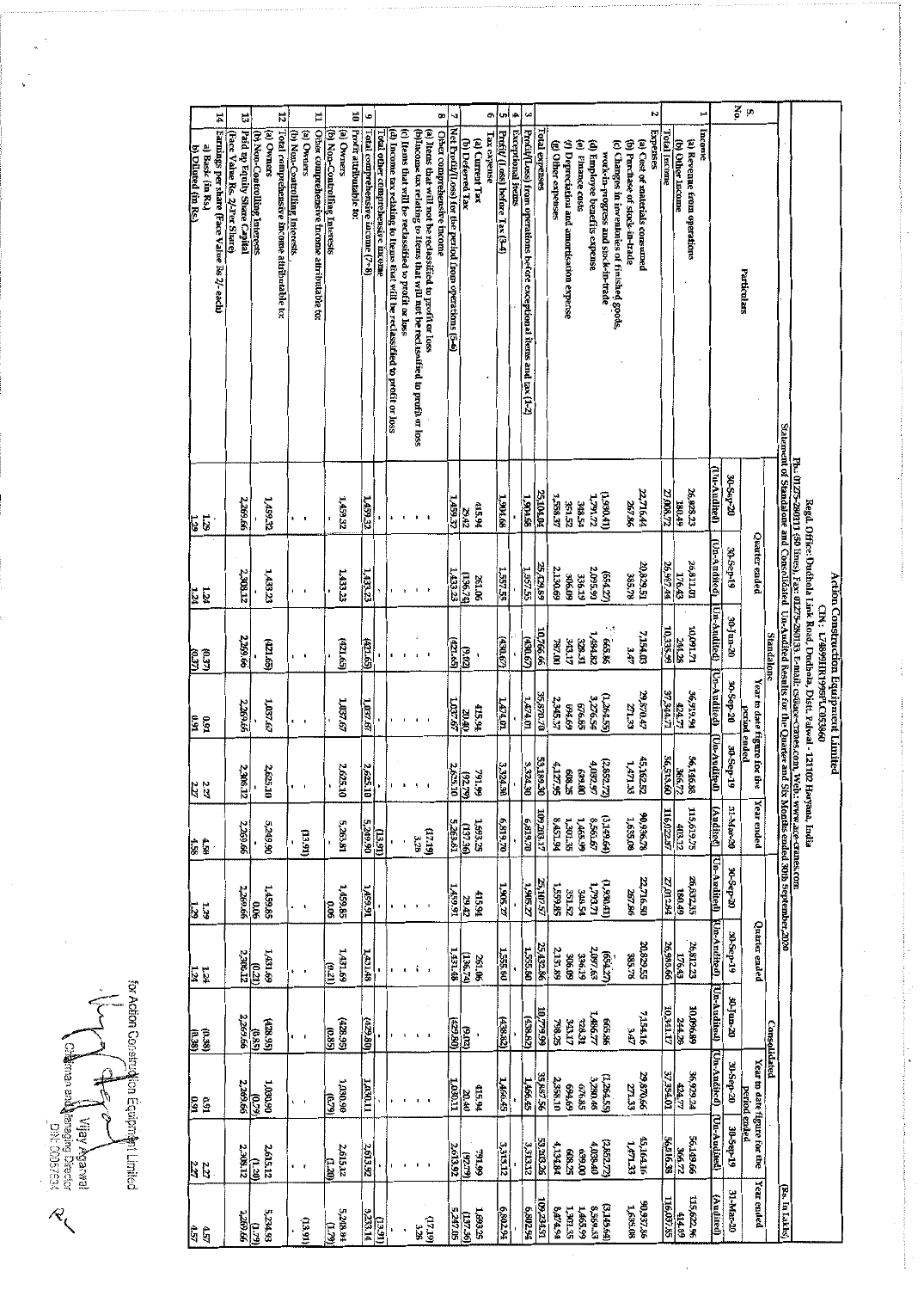# Action Construction Equipment Limited

CIN: L74899HR1995PLC053860

Regd. Office: Dudhola Link Road, Dudhola, Distt. Palwal - 121102 Haryana, India

Ph. 01275-280111 (50 lines), Fax: 01275-280133 E-mail: cs@ace-cranes.com, Web.: www.ace-cranes.com

## Statement of Standalone and Consolidated Un-Audited Results for the Quarter and Six Months ended 30th September 2020

(Rs. In Lakhs)

| S. No. | Particulars | Standalone | | | | | | Consolidated | | | | | |
|---|---|---|---|---|---|---|---|---|---|---|---|---|---|
| | | Quarter ended | | | Year to date figure for the period ended | | Year ended | Quarter ended | | | Year to date figure for the period ended | | Year ended |
| | | 30-Sep-20 | 30-Sep-19 | 30-Jun-20 | 30-Sep-20 | 30-Sep-19 | 31-Mar-20 | 30-Sep-20 | 30-Sep-19 | 30-Jun-20 | 30-Sep-20 | 30-Sep-19 | 31-Mar-20 |
| | | (Un-Audited) | (Un-Audited) | (Un-Audited) | (Un-Audited) | (Un-Audited) | (Audited) | (Un-Audited) | (Un-Audited) | (Un-Audited) | (Un-Audited) | (Un-Audited) | (Audited) |
| 1 | Income | | | | | | | | | | | | |
| | (a) Revenue from operations | 26,828.23 | 26,811.01 | 10,091.71 | 36,919.94 | 56,146.88 | 115,619.75 | 26,832.35 | 26,812.23 | 10,096.89 | 36,929.24 | 56,149.66 | 115,622.96 |
| | (b) Other Income | 180.49 | 176.43 | 244.28 | 424.77 | 366.72 | 403.12 | 180.49 | 176.43 | 244.28 | 424.77 | 366.72 | 414.89 |
| | Total Income | 27,008.72 | 26,987.44 | 10,335.99 | 37,344.71 | 56,513.60 | 116,022.87 | 27,012.84 | 26,988.66 | 10,341.17 | 37,354.01 | 56,516.38 | 116,037.85 |
| 2 | Expenses | | | | | | | | | | | | |
| | (a) Cost of materials consumed | 22,716.44 | 20,829.51 | 7,154.03 | 29,870.47 | 45,162.52 | 90,936.78 | 22,716.50 | 20,829.55 | 7,154.16 | 29,870.66 | 45,164.16 | 90,937.86 |
| | (b) Purchase of stock-in-trade | 267.86 | 385.78 | 3.47 | 271.33 | 1,471.33 | 1,635.08 | 267.86 | 385.78 | 3.47 | 271.33 | 1,471.33 | 1,635.08 |
| | (c) Changes in inventories of finished goods, work-in-progress and stock-in-trade | (1,930.41) | (654.27) | 665.86 | (1,264.55) | (2,852.72) | (3,149.64) | (1,930.41) | (654.27) | 665.86 | (1,264.55) | (2,852.72) | (3,149.64) |
| | (d) Employee benefits expense | 1,791.72 | 2,095.90 | 1,484.82 | 3,276.54 | 4,032.97 | 8,560.67 | 1,793.71 | 2,097.63 | 1,486.77 | 3,280.48 | 4,038.40 | 8,569.33 |
| | (e) Finance costs | 348.54 | 336.19 | 328.31 | 676.85 | 639.00 | 1,465.99 | 348.54 | 336.19 | 328.31 | 676.85 | 639.00 | 1,465.99 |
| | (f) Depreciation and amortisation expense | 351.52 | 306.09 | 343.17 | 694.69 | 608.25 | 1,301.35 | 351.52 | 306.09 | 343.17 | 694.69 | 608.25 | 1,301.35 |
| | (g) Other expenses | 1,558.37 | 2,130.69 | 787.00 | 2,345.37 | 4,127.95 | 8,451.94 | 1,559.85 | 2,131.89 | 798.25 | 2,358.10 | 4,134.84 | 8,474.84 |
| | Total expenses | 25,104.04 | 25,429.89 | 10,766.66 | 35,870.70 | 53,189.30 | 109,203.17 | 25,107.57 | 25,432.86 | 10,779.99 | 35,887.56 | 53,203.26 | 109,235.31 |
| 3 | Profit/(Loss) from operations before exceptional items and tax (1-2) | 1,904.68 | 1,557.55 | (430.67) | 1,474.01 | 3,324.30 | 6,819.70 | 1,905.27 | 1,555.80 | (438.82) | 1,466.45 | 3,313.12 | 6,802.54 |
| 4 | Exceptional items | - | - | - | - | - | - | - | - | - | - | - | - |
| 5 | Profit/(Loss) before Tax (3-4) | 1,904.68 | 1,557.55 | (430.67) | 1,474.01 | 3,324.30 | 6,819.70 | 1,905.27 | 1,555.80 | (438.82) | 1,466.45 | 3,313.12 | 6,802.54 |
| 6 | Tax expense | | | | | | | | | | | | |
| | (a) Current Tax | 415.94 | 261.06 | - | 415.94 | 791.99 | 1,693.25 | 415.94 | 261.06 | - | 415.94 | 791.99 | 1,693.25 |
| | (b) Deferred Tax | 29.42 | (136.74) | (9.02) | 20.40 | (92.79) | (137.36) | 29.42 | (136.74) | (9.02) | 20.40 | (92.79) | (137.36) |
| 7 | Net Profit/(Loss) for the period from operations (5-6) | 1,459.32 | 1,433.23 | (421.65) | 1,037.67 | 2,625.10 | 5,263.81 | 1,459.91 | 1,431.48 | (429.80) | 1,030.11 | 2,613.92 | 5,247.05 |
| 8 | Other comprehensive income | | | | | | | | | | | | |
| | (a) Items that will not be reclassified to profit or loss | - | - | - | - | - | (17.19) | - | - | - | - | - | (17.19) |
| | (b) Income tax relating to items that will not be reclassified to profit or loss | - | - | - | - | - | 3.28 | - | - | - | - | - | 3.28 |
| | (c) Items that will be reclassified to profit or loss | - | - | - | - | - | - | - | - | - | - | - | - |
| | (d) Income tax relating to items that will be reclassified to profit or loss | - | - | - | - | - | - | - | - | - | - | - | - |
| | Total other comprehensive income | - | - | - | - | - | (13.91) | - | - | - | - | - | (13.91) |
| 9 | Total comprehensive income (7+8) | 1,459.32 | 1,433.23 | (421.65) | 1,037.67 | 2,625.10 | 5,249.90 | 1,459.91 | 1,431.48 | (429.80) | 1,030.11 | 2,613.92 | 5,233.14 |
| 10 | Profit attributable to: | | | | | | | | | | | | |
| | (a) Owners | 1,459.32 | 1,433.23 | (421.65) | 1,037.67 | 2,625.10 | 5,263.81 | 1,459.85 | 1,431.69 | (428.95) | 1,030.90 | 2,615.12 | 5,248.84 |
| | (b) Non-Controlling Interests | - | - | - | - | - | - | 0.06 | (0.21) | (0.85) | (0.79) | (1.20) | (1.79) |
| 11 | Other comprehensive income attributable to: | | | | | | | | | | | | |
| | (a) Owners | - | - | - | - | - | (13.91) | - | - | - | - | - | (13.91) |
| | (b) Non-Controlling Interests | - | - | - | - | - | - | - | - | - | - | - | - |
| 12 | Total comprehensive income attributable to: | | | | | | | | | | | | |
| | (a) Owners | 1,459.32 | 1,433.23 | (421.65) | 1,037.67 | 2,625.10 | 5,249.90 | 1,459.85 | 1,431.69 | (428.95) | 1,030.90 | 2,615.12 | 5,234.93 |
| | (b) Non-Controlling Interests | - | - | - | - | - | - | 0.06 | (0.21) | (0.85) | (0.79) | (1.20) | (1.79) |
| 13 | Paid up Equity Share Capital (Face Value Rs. 2/-Per Share) | 2,269.66 | 2,308.12 | 2,269.66 | 2,269.66 | 2,308.12 | 2,269.66 | 2,269.66 | 2,308.12 | 2,269.66 | 2,269.66 | 2,308.12 | 2,269.66 |
| 14 | Earnings per share (Face Value Rs 2/- each) | | | | | | | | | | | | |
| | a) Basic (in Rs.) | 1.29 | 1.24 | (0.37) | 0.91 | 2.27 | 4.58 | 1.29 | 1.24 | (0.38) | 0.91 | 2.27 | 4.57 |
| | b) Diluted (in Rs.) | 1.29 | 1.24 | (0.37) | 0.91 | 2.27 | 4.58 | 1.29 | 1.24 | (0.38) | 0.91 | 2.27 | 4.57 |

for Action Construction Equipment Limited

Vijay Agarwal
Chairman and Managing Director
DIN: 00057634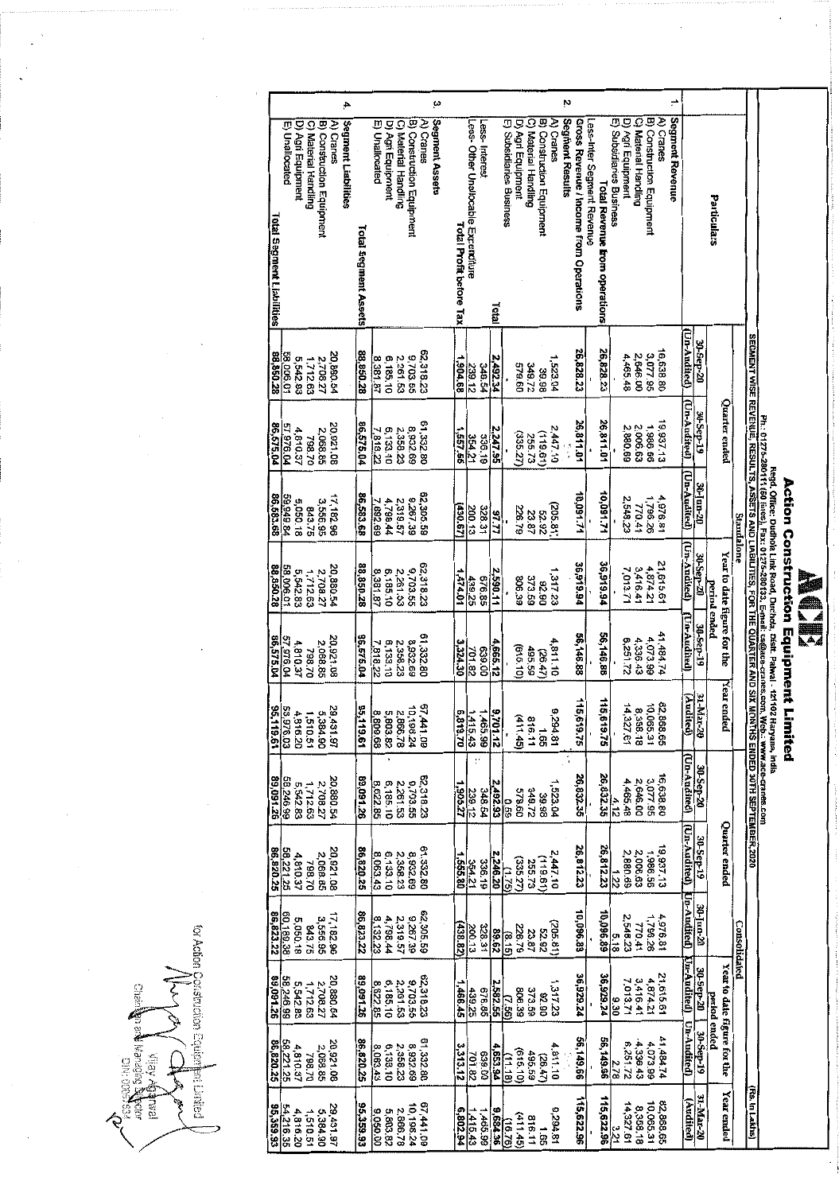# Action Construction Equipment Limited

Regd. Office: Dudhola Link Road, Dudhola, Distt. Palwal - 121102 Haryana, India

Ph: 01275-280111(50 lines), Fax: 01275-280133, E-mail: cs@ace-cranes.com, Web: www.ace-cranes.com

**SEGMENT WISE REVENUE, RESULTS, ASSETS AND LIABILITIES, FOR THE QUARTER AND SIX MONTHS ENDED 30TH SEPTEMBER,2020**

(Rs. In Lakhs)

| | Particulars | Standalone | | | | | | Consolidated | | | | | |
|---|---|---|---|---|---|---|---|---|---|---|---|---|---|
| | | Quarter ended | | | Year to date figure for the period ended | | Year ended | Quarter ended | | | Year to date figure for the period ended | | Year ended |
| | | 30-Sep-20 | 30-Sep-19 | 30-Jun-20 | 30-Sep-20 | 30-Sep-19 | 31-Mar-20 | 30-Sep-20 | 30-Sep-19 | 30-Jun-20 | 30-Sep-20 | 30-Sep-19 | 31-Mar-20 |
| | | (Un-Audited) | (Un-Audited) | (Un-Audited) | (Un-Audited) | (Un-Audited) | (Audited) | (Un-Audited) | (Un-Audited) | (Un-Audited) | (Un-Audited) | (Un-Audited) | (Audited) |
| 1. | **Segment Revenue** | | | | | | | | | | | | |
| | A) Cranes | 16,638.80 | 19,937.13 | 4,976.81 | 21,615.61 | 41,484.74 | 82,868.65 | 16,638.80 | 19,937.13 | 4,976.81 | 21,615.61 | 41,484.74 | 82,868.65 |
| | B) Construction Equipment | 3,077.95 | 1,986.66 | 1,796.26 | 4,874.21 | 4,073.99 | 10,065.31 | 3,077.95 | 1,986.66 | 1,796.26 | 4,874.21 | 4,073.99 | 10,065.31 |
| | C) Material Handling | 2,646.00 | 2,006.63 | 770.41 | 3,416.41 | 4,336.43 | 8,358.18 | 2,646.00 | 2,006.63 | 770.41 | 3,416.41 | 4,336.43 | 8,358.18 |
| | D) Agri Equipment | 4,465.48 | 2,880.69 | 2,548.23 | 7,013.71 | 6,251.72 | 14,327.61 | 4,465.48 | 2,880.69 | 2,548.23 | 7,013.71 | 6,251.72 | 14,327.61 |
| | E) Subsidiaries Business | - | - | - | - | - | - | 4.12 | 1.22 | 5.18 | 9.30 | 2.78 | 3.21 |
| | **Total Revenue from operations** | 26,828.23 | 26,811.01 | 10,091.71 | 36,919.94 | 56,146.88 | 115,619.75 | 26,832.35 | 26,812.23 | 10,096.89 | 36,929.24 | 56,149.66 | 115,622.96 |
| | Less-Inter Segment Revenue | - | - | - | - | - | - | - | - | - | - | - | - |
| | **Gross Revenue / Income from Operations** | 26,828.23 | 26,811.01 | 10,091.71 | 36,919.94 | 56,146.88 | 115,619.75 | 26,832.35 | 26,812.23 | 10,096.89 | 36,929.24 | 56,149.66 | 115,622.96 |
| 2. | **Segment Results** | | | | | | | | | | | | |
| | A) Cranes | 1,523.04 | 2,447.10 | (205.81) | 1,317.23 | 4,811.10 | 9,294.81 | 1,523.04 | 2,447.10 | (205.81) | 1,317.23 | 4,811.10 | 9,294.81 |
| | B) Construction Equipment | 39.98 | (119.61) | 52.92 | 92.90 | (26.47) | 1.65 | 39.98 | (119.61) | 52.92 | 92.90 | (26.47) | 1.65 |
| | C) Material Handling | 349.72 | 255.73 | 23.87 | 373.59 | 495.59 | 816.11 | 349.72 | 255.73 | 23.87 | 373.59 | 495.59 | 816.11 |
| | D) Agri Equipment | 579.60 | (335.27) | 226.79 | 806.39 | (616.10) | (411.45) | 579.60 | (335.27) | 226.79 | 806.39 | (616.10) | (411.45) |
| | E) Subsidiaries Business | - | - | - | - | - | - | 0.59 | (1.75) | (8.15) | (7.56) | (11.18) | (16.76) |
| | Total | 2,492.34 | 2,247.95 | 97.77 | 2,590.11 | 4,665.12 | 9,701.12 | 2,492.93 | 2,246.20 | 89.62 | 2,582.55 | 4,653.94 | 9,684.36 |
| | Less- Interest | 348.54 | 336.19 | 328.31 | 676.85 | 639.00 | 1,465.99 | 348.54 | 336.19 | 328.31 | 676.85 | 639.00 | 1,465.99 |
| | Less- Other Unallocable Expenditure | 239.12 | 354.21 | 200.13 | 439.25 | 701.82 | 1,415.43 | 239.12 | 354.21 | 200.13 | 439.25 | 701.82 | 1,415.43 |
| | **Total Profit before Tax** | 1,904.68 | 1,557.55 | (430.67) | 1,474.01 | 3,324.30 | 6,819.70 | 1,905.27 | 1,555.80 | (438.82) | 1,466.45 | 3,313.12 | 6,802.94 |
| 3. | **Segment Assets** | | | | | | | | | | | | |
| | A) Cranes | 62,318.23 | 61,332.80 | 62,305.59 | 62,318.23 | 61,332.80 | 67,441.09 | 62,318.23 | 61,332.80 | 62,305.59 | 62,318.23 | 61,332.80 | 67,441.09 |
| | B) Construction Equipment | 9,703.55 | 8,932.69 | 9,267.39 | 9,703.55 | 8,932.69 | 10,198.24 | 9,703.55 | 8,932.69 | 9,267.39 | 9,703.55 | 8,932.69 | 10,198.24 |
| | C) Material Handling | 2,261.53 | 2,358.23 | 2,319.57 | 2,261.53 | 2,358.23 | 2,866.78 | 2,261.53 | 2,358.23 | 2,319.57 | 2,261.53 | 2,358.23 | 2,866.78 |
| | D) Agri Equipment | 6,185.10 | 6,133.10 | 4,798.44 | 6,185.10 | 6,133.10 | 5,803.82 | 6,185.10 | 6,133.10 | 4,798.44 | 6,185.10 | 6,133.10 | 5,803.82 |
| | E) Unallocated | 8,381.87 | 7,818.22 | 7,892.69 | 8,381.87 | 7,818.22 | 8,809.68 | 8,622.85 | 8,063.43 | 8,132.23 | 8,622.85 | 8,063.43 | 9,050.00 |
| | **Total Segment Assets** | 88,850.28 | 86,575.04 | 86,583.68 | 88,850.28 | 86,575.04 | 95,119.61 | 89,091.26 | 86,820.25 | 86,823.22 | 89,091.26 | 86,820.25 | 95,359.93 |
| 4. | **Segment Liabilities** | | | | | | | | | | | | |
| | A) Cranes | 20,880.54 | 20,921.08 | 17,182.96 | 20,880.54 | 20,921.08 | 29,431.97 | 20,880.54 | 20,921.08 | 17,182.96 | 20,880.54 | 20,921.08 | 29,431.97 |
| | B) Construction Equipment | 2,708.27 | 2,068.85 | 3,556.95 | 2,708.27 | 2,068.85 | 5,384.90 | 2,708.27 | 2,068.85 | 3,556.95 | 2,708.27 | 2,068.85 | 5,384.90 |
| | C) Material Handling | 1,712.63 | 798.70 | 843.75 | 1,712.63 | 798.70 | 1,510.51 | 1,712.63 | 798.70 | 843.75 | 1,712.63 | 798.70 | 1,510.51 |
| | D) Agri Equipment | 5,542.83 | 4,810.37 | 5,050.18 | 5,542.83 | 4,810.37 | 4,816.20 | 5,542.83 | 4,810.37 | 5,050.18 | 5,542.83 | 4,810.37 | 4,816.20 |
| | E) Unallocated | 58,006.01 | 57,976.04 | 59,949.84 | 58,006.01 | 57,976.04 | 53,976.03 | 58,246.99 | 58,221.25 | 60,189.38 | 58,246.99 | 58,221.25 | 54,216.35 |
| | **Total Segment Liabilities** | 88,850.28 | 86,575.04 | 86,583.68 | 88,850.28 | 86,575.04 | 95,119.61 | 89,091.26 | 86,820.25 | 86,823.22 | 89,091.26 | 86,820.25 | 95,359.93 |

for Action Construction Equipment Limited

Vijay Agarwal
Chairman and Managing Director
DIN 00057634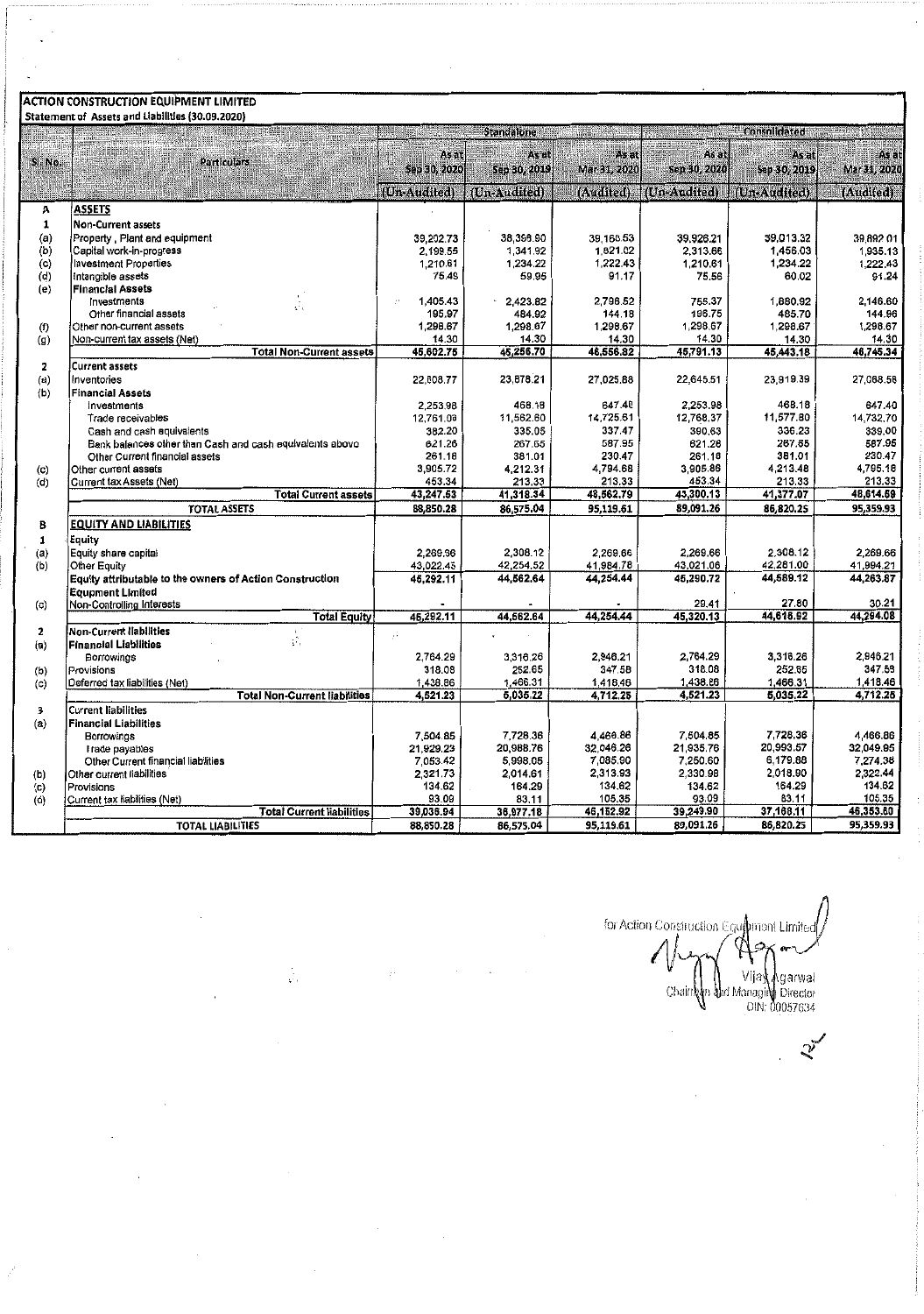**ACTION CONSTRUCTION EQUIPMENT LIMITED**

**Statement of Assets and Liabilities (30.09.2020)**

| Sl. No. | Particulars | Standalone | | | Consolidated | | |
|---|---|---|---|---|---|---|---|
| | | As at Sep 30, 2020 | As at Sep 30, 2019 | As at Mar 31, 2020 | As at Sep 30, 2020 | As at Sep 30, 2019 | As at Mar 31, 2020 |
| | | (Un-Audited) | (Un-Audited) | (Audited) | (Un-Audited) | (Un-Audited) | (Audited) |
| A | **ASSETS** | | | | | | |
| 1 | **Non-Current assets** | | | | | | |
| (a) | Property , Plant and equipment | 39,202.73 | 38,396.90 | 39,160.53 | 39,926.21 | 39,013.32 | 39,892.01 |
| (b) | Capital work-in-progress | 2,199.55 | 1,341.92 | 1,821.02 | 2,313.66 | 1,456.03 | 1,935.13 |
| (c) | Investment Properties | 1,210.61 | 1,234.22 | 1,222.43 | 1,210.61 | 1,234.22 | 1,222.43 |
| (d) | Intangible assets | 75.49 | 59.95 | 91.17 | 75.56 | 60.02 | 91.24 |
| (e) | **Financial Assets** | | | | | | |
| | Investments | 1,405.43 | 2,423.82 | 2,798.52 | 755.37 | 1,880.92 | 2,146.60 |
| | Other financial assets | 195.97 | 484.92 | 144.18 | 196.75 | 485.70 | 144.96 |
| (f) | Other non-current assets | 1,298.67 | 1,298.67 | 1,298.67 | 1,298.67 | 1,298.67 | 1,298.67 |
| (g) | Non-current tax assets (Net) | 14.30 | 14.30 | 14.30 | 14.30 | 14.30 | 14.30 |
| | **Total Non-Current assets** | 45,602.75 | 45,256.70 | 46,556.82 | 45,791.13 | 45,443.18 | 46,745.34 |
| 2 | **Current assets** | | | | | | |
| (a) | Inventories | 22,808.77 | 23,878.21 | 27,025.88 | 22,645.51 | 23,919.39 | 27,068.58 |
| (b) | **Financial Assets** | | | | | | |
| | Investments | 2,253.98 | 468.18 | 647.40 | 2,253.98 | 468.18 | 647.40 |
| | Trade receivables | 12,761.09 | 11,562.60 | 14,725.61 | 12,768.37 | 11,577.80 | 14,732.70 |
| | Cash and cash equivalents | 382.20 | 335.05 | 337.47 | 390.63 | 336.23 | 339.00 |
| | Bank balances other than Cash and cash equivalents above | 621.26 | 267.65 | 587.95 | 621.26 | 267.65 | 587.95 |
| | Other Current financial assets | 261.18 | 381.01 | 230.47 | 261.18 | 381.01 | 230.47 |
| (c) | Other current assets | 3,905.72 | 4,212.31 | 4,794.68 | 3,905.86 | 4,213.48 | 4,795.16 |
| (d) | Current tax Assets (Net) | 453.34 | 213.33 | 213.33 | 453.34 | 213.33 | 213.33 |
| | **Total Current assets** | 43,247.53 | 41,318.34 | 48,562.79 | 43,300.13 | 41,377.07 | 48,614.59 |
| | **TOTAL ASSETS** | 88,850.28 | 86,575.04 | 95,119.61 | 89,091.26 | 86,820.25 | 95,359.93 |
| B | **EQUITY AND LIABILITIES** | | | | | | |
| 1 | **Equity** | | | | | | |
| (a) | Equity share capital | 2,269.66 | 2,308.12 | 2,269.66 | 2,269.66 | 2,308.12 | 2,269.66 |
| (b) | Other Equity | 43,022.45 | 42,254.52 | 41,984.78 | 43,021.06 | 42,281.00 | 41,994.21 |
| | **Equity attributable to the owners of Action Construction Equipment Limited** | 45,292.11 | 44,562.64 | 44,254.44 | 45,290.72 | 44,589.12 | 44,263.87 |
| (c) | Non-Controlling Interests | - | - | - | 29.41 | 27.80 | 30.21 |
| | **Total Equity** | 45,292.11 | 44,562.64 | 44,254.44 | 45,320.13 | 44,616.92 | 44,294.08 |
| 2 | **Non-Current liabilities** | | | | | | |
| (a) | **Financial Liabilities** | | | | | | |
| | Borrowings | 2,764.29 | 3,316.26 | 2,946.21 | 2,764.29 | 3,316.26 | 2,946.21 |
| (b) | Provisions | 318.08 | 252.65 | 347.58 | 318.08 | 252.65 | 347.58 |
| (c) | Deferred tax liabilities (Net) | 1,438.86 | 1,466.31 | 1,418.46 | 1,438.86 | 1,466.31 | 1,418.46 |
| | **Total Non-Current liabilities** | 4,521.23 | 5,035.22 | 4,712.25 | 4,521.23 | 5,035.22 | 4,712.25 |
| 3 | **Current liabilities** | | | | | | |
| (a) | **Financial Liabilities** | | | | | | |
| | Borrowings | 7,504.85 | 7,728.36 | 4,466.86 | 7,504.85 | 7,728.36 | 4,466.86 |
| | Trade payables | 21,929.23 | 20,988.76 | 32,046.26 | 21,935.76 | 20,993.57 | 32,049.95 |
| | Other Current financial liabilities | 7,053.42 | 5,998.05 | 7,085.90 | 7,250.60 | 6,179.88 | 7,274.38 |
| (b) | Other current liabilities | 2,321.73 | 2,014.61 | 2,313.93 | 2,330.98 | 2,018.90 | 2,322.44 |
| (c) | Provisions | 134.62 | 164.29 | 134.82 | 134.62 | 164.29 | 134.82 |
| (d) | Current tax liabilities (Net) | 93.09 | 83.11 | 105.35 | 93.09 | 83.11 | 105.35 |
| | **Total Current liabilities** | 39,036.94 | 36,977.18 | 46,152.92 | 39,249.90 | 37,168.11 | 46,353.60 |
| | **TOTAL LIABILITIES** | 88,850.28 | 86,575.04 | 95,119.61 | 89,091.26 | 86,820.25 | 95,359.93 |

for Action Construction Equipment Limited

Vijay Agarwal
Chairman and Managing Director
DIN: 00057634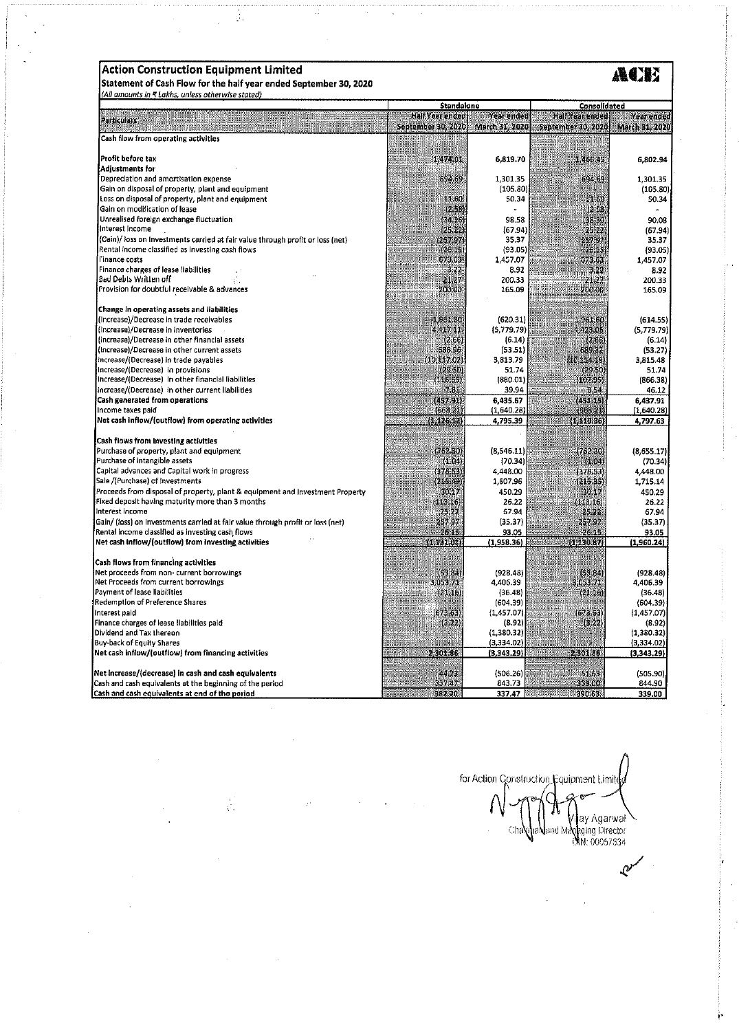# Action Construction Equipment Limited

**Statement of Cash Flow for the half year ended September 30, 2020**

*(All amounts in ₹ Lakhs, unless otherwise stated)*

| Particulars | Standalone | | Consolidated | |
|---|---|---|---|---|
| | Half Year ended September 30, 2020 | Year ended March 31, 2020 | Half Year ended September 30, 2020 | Year ended March 31, 2020 |
| **Cash flow from operating activities** | | | | |
| **Profit before tax** | 1,474.01 | 6,819.70 | 1,466.45 | 6,802.94 |
| **Adjustments for** | | | | |
| Depreciation and amortisation expense | 694.69 | 1,301.35 | 694.69 | 1,301.35 |
| Gain on disposal of property, plant and equipment | - | (105.80) | - | (105.80) |
| Loss on disposal of property, plant and equipment | 11.60 | 50.34 | 11.60 | 50.34 |
| Gain on modification of lease | (2.58) | - | (2.58) | - |
| Unrealised foreign exchange fluctuation | (34.26) | 98.58 | (38.30) | 90.08 |
| Interest income | (25.22) | (67.94) | (25.22) | (67.94) |
| (Gain)/ loss on investments carried at fair value through profit or loss (net) | (257.97) | 35.37 | (257.97) | 35.37 |
| Rental income classified as investing cash flows | (26.15) | (93.05) | (26.15) | (93.05) |
| Finance costs | 673.63 | 1,457.07 | 673.63 | 1,457.07 |
| Finance charges of lease liabilities | 3.22 | 8.92 | 3.22 | 8.92 |
| Bad Debts Written off | 21.27 | 200.33 | 21.27 | 200.33 |
| Provision for doubtful receivable & advances | 200.00 | 165.09 | 200.00 | 165.09 |
| **Change in operating assets and liabilities** | | | | |
| (Increase)/Decrease in trade receivables | 1,961.80 | (620.31) | 1,961.60 | (614.55) |
| (Increase)/Decrease in inventories | 4,417.11 | (5,779.79) | 4,423.05 | (5,779.79) |
| (Increase)/Decrease in other financial assets | (2.66) | (6.14) | (2.66) | (6.14) |
| (Increase)/Decrease in other current assets | 688.96 | (53.51) | 689.22 | (53.27) |
| Increase/(Decrease) in trade payables | (10,117.02) | 3,813.79 | (10,114.19) | 3,815.48 |
| Increase/(Decrease) in provisions | (29.50) | 51.74 | (29.50) | 51.74 |
| Increase/(Decrease) in other financial liabilities | (116.65) | (880.01) | (107.95) | (866.38) |
| Increase/(Decrease) in other current liabilities | 7.81 | 39.94 | 8.54 | 46.12 |
| **Cash generated from operations** | (457.91) | 6,435.67 | (451.15) | 6,437.91 |
| Income taxes paid | (668.21) | (1,640.28) | (668.21) | (1,640.28) |
| **Net cash inflow/(outflow) from operating activities** | (1,126.12) | 4,795.39 | (1,119.36) | 4,797.63 |
| **Cash flows from investing activities** | | | | |
| Purchase of property, plant and equipment | (762.30) | (8,546.11) | (762.30) | (8,655.17) |
| Purchase of intangible assets | (1.04) | (70.34) | (1.04) | (70.34) |
| Capital advances and Capital work in progress | (378.53) | 4,448.00 | (378.53) | 4,448.00 |
| Sale /(Purchase) of investments | (215.49) | 1,607.96 | (215.35) | 1,715.14 |
| Proceeds from disposal of property, plant & equipment and Investment Property | 30.17 | 450.29 | 30.17 | 450.29 |
| Fixed deposit having maturity more than 3 months | (113.16) | 26.22 | (113.16) | 26.22 |
| Interest income | 25.22 | 67.94 | 25.22 | 67.94 |
| Gain/ (loss) on investments carried at fair value through profit or loss (net) | 257.97 | (35.37) | 257.97 | (35.37) |
| Rental income classified as investing cash flows | 26.15 | 93.05 | 26.15 | 93.05 |
| **Net cash inflow/(outflow) from investing activities** | (1,131.01) | (1,958.36) | (1,130.87) | (1,960.24) |
| **Cash flows from financing activities** | | | | |
| Net proceeds from non- current borrowings | (53.64) | (928.48) | (53.64) | (928.48) |
| Net Proceeds from current borrowings | 3,053.71 | 4,406.39 | 3,053.71 | 4,406.39 |
| Payment of lease liabilities | (21.16) | (36.48) | (21.16) | (36.48) |
| Redemption of Preference Shares | - | (604.39) | - | (604.39) |
| Interest paid | (673.63) | (1,457.07) | (673.63) | (1,457.07) |
| Finance charges of lease liabilities paid | (3.22) | (8.92) | (3.22) | (8.92) |
| Dividend and Tax thereon | - | (1,380.32) | - | (1,380.32) |
| Buy-back of Equity Shares | - | (3,334.02) | - | (3,334.02) |
| **Net cash inflow/(outflow) from financing activities** | 2,301.86 | (3,343.29) | 2,301.86 | (3,343.29) |
| **Net increase/(decrease) in cash and cash equivalents** | 44.73 | (506.26) | 51.63 | (505.90) |
| Cash and cash equivalents at the beginning of the period | 337.47 | 843.73 | 339.00 | 844.90 |
| **Cash and cash equivalents at end of the period** | 382.20 | 337.47 | 390.63 | 339.00 |

for Action Construction Equipment Limited

Vijay Agarwal
Chairman and Managing Director
DIN: 00057634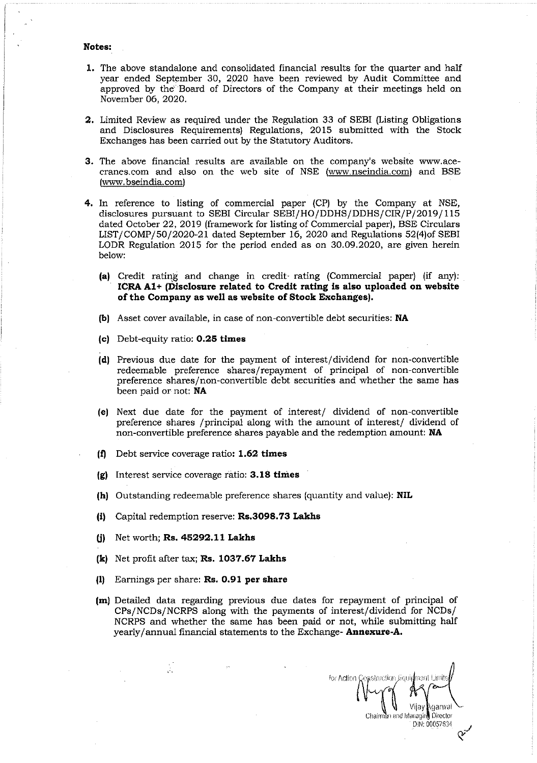**Notes:**

1. The above standalone and consolidated financial results for the quarter and half year ended September 30, 2020 have been reviewed by Audit Committee and approved by the Board of Directors of the Company at their meetings held on November 06, 2020.

2. Limited Review as required under the Regulation 33 of SEBI (Listing Obligations and Disclosures Requirements) Regulations, 2015 submitted with the Stock Exchanges has been carried out by the Statutory Auditors.

3. The above financial results are available on the company's website www.ace-cranes.com and also on the web site of NSE (www.nseindia.com) and BSE (www.bseindia.com)

4. In reference to listing of commercial paper (CP) by the Company at NSE, disclosures pursuant to SEBI Circular SEBI/HO/DDHS/DDHS/CIR/P/2019/115 dated October 22, 2019 (framework for listing of Commercial paper), BSE Circulars LIST/COMP/50/2020-21 dated September 16, 2020 and Regulations 52(4)of SEBI LODR Regulation 2015 for the period ended as on 30.09.2020, are given herein below:

   **(a)** Credit rating and change in credit rating (Commercial paper) (if any): **ICRA A1+ (Disclosure related to Credit rating is also uploaded on website of the Company as well as website of Stock Exchanges).**

   **(b)** Asset cover available, in case of non-convertible debt securities: **NA**

   **(c)** Debt-equity ratio: **0.25 times**

   **(d)** Previous due date for the payment of interest/dividend for non-convertible redeemable preference shares/repayment of principal of non-convertible preference shares/non-convertible debt securities and whether the same has been paid or not: **NA**

   **(e)** Next due date for the payment of interest/ dividend of non-convertible preference shares /principal along with the amount of interest/ dividend of non-convertible preference shares payable and the redemption amount: **NA**

   **(f)** Debt service coverage ratio**: 1.62 times**

   **(g)** Interest service coverage ratio: **3.18 times**

   **(h)** Outstanding redeemable preference shares (quantity and value): **NIL**

   **(i)** Capital redemption reserve: **Rs.3098.73 Lakhs**

   **(j)** Net worth; **Rs. 45292.11 Lakhs**

   **(k)** Net profit after tax; **Rs. 1037.67 Lakhs**

   **(l)** Earnings per share: **Rs. 0.91 per share**

   **(m)** Detailed data regarding previous due dates for repayment of principal of CPs/NCDs/NCRPS along with the payments of interest/dividend for NCDs/ NCRPS and whether the same has been paid or not, while submitting half yearly/annual financial statements to the Exchange- **Annexure-A.**

for Action Construction Equipment Limited

Vijay Agarwal
Chairman and Managing Director
DIN: 00057634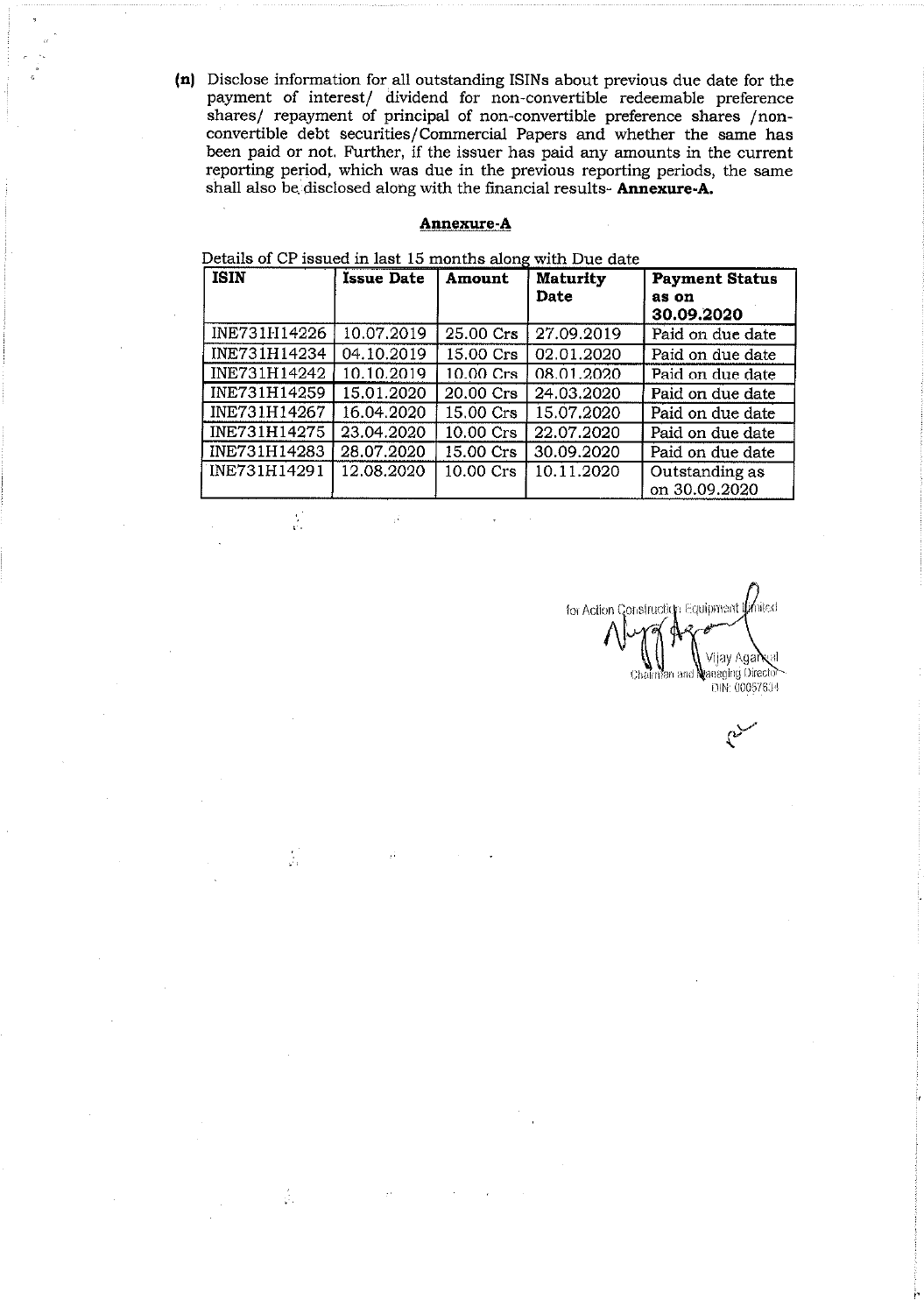**(n)** Disclose information for all outstanding ISINs about previous due date for the payment of interest/ dividend for non-convertible redeemable preference shares/ repayment of principal of non-convertible preference shares /non-convertible debt securities/Commercial Papers and whether the same has been paid or not. Further, if the issuer has paid any amounts in the current reporting period, which was due in the previous reporting periods, the same shall also be disclosed along with the financial results- **Annexure-A.**

## Annexure-A

Details of CP issued in last 15 months along with Due date

| ISIN | Issue Date | Amount | Maturity Date | Payment Status as on 30.09.2020 |
|---|---|---|---|---|
| INE731H14226 | 10.07.2019 | 25.00 Crs | 27.09.2019 | Paid on due date |
| INE731H14234 | 04.10.2019 | 15.00 Crs | 02.01.2020 | Paid on due date |
| INE731H14242 | 10.10.2019 | 10.00 Crs | 08.01.2020 | Paid on due date |
| INE731H14259 | 15.01.2020 | 20.00 Crs | 24.03.2020 | Paid on due date |
| INE731H14267 | 16.04.2020 | 15.00 Crs | 15.07.2020 | Paid on due date |
| INE731H14275 | 23.04.2020 | 10.00 Crs | 22.07.2020 | Paid on due date |
| INE731H14283 | 28.07.2020 | 15.00 Crs | 30.09.2020 | Paid on due date |
| INE731H14291 | 12.08.2020 | 10.00 Crs | 10.11.2020 | Outstanding as on 30.09.2020 |

for Action Construction Equipment Limited

Vijay Agarwal
Chairman and Managing Director
DIN: 00057634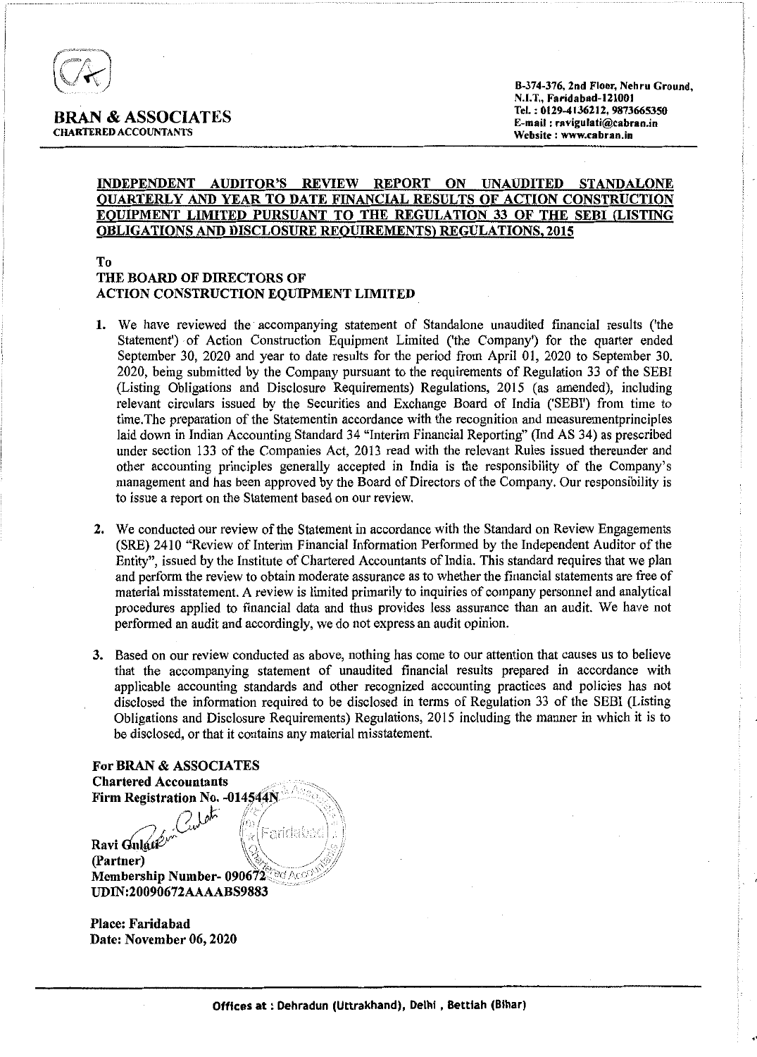**BRAN & ASSOCIATES**
CHARTERED ACCOUNTANTS

B-374-376, 2nd Floor, Nehru Ground,
N.I.T., Faridabad-121001
Tel. : 0129-4136212, 9873665350
E-mail : ravigulati@cabran.in
Website : www.cabran.in

## INDEPENDENT AUDITOR'S REVIEW REPORT ON UNAUDITED STANDALONE QUARTERLY AND YEAR TO DATE FINANCIAL RESULTS OF ACTION CONSTRUCTION EQUIPMENT LIMITED PURSUANT TO THE REGULATION 33 OF THE SEBI (LISTING OBLIGATIONS AND DISCLOSURE REQUIREMENTS) REGULATIONS, 2015

**To**
**THE BOARD OF DIRECTORS OF**
**ACTION CONSTRUCTION EQUIPMENT LIMITED**

1. We have reviewed the accompanying statement of Standalone unaudited financial results ('the Statement') of Action Construction Equipment Limited ('the Company') for the quarter ended September 30, 2020 and year to date results for the period from April 01, 2020 to September 30. 2020, being submitted by the Company pursuant to the requirements of Regulation 33 of the SEBI (Listing Obligations and Disclosure Requirements) Regulations, 2015 (as amended), including relevant circulars issued by the Securities and Exchange Board of India ('SEBI') from time to time.The preparation of the Statementin accordance with the recognition and measurementprinciples laid down in Indian Accounting Standard 34 "Interim Financial Reporting" (Ind AS 34) as prescribed under section 133 of the Companies Act, 2013 read with the relevant Rules issued thereunder and other accounting principles generally accepted in India is the responsibility of the Company's management and has been approved by the Board of Directors of the Company. Our responsibility is to issue a report on the Statement based on our review.

2. We conducted our review of the Statement in accordance with the Standard on Review Engagements (SRE) 2410 "Review of Interim Financial Information Performed by the Independent Auditor of the Entity", issued by the Institute of Chartered Accountants of India. This standard requires that we plan and perform the review to obtain moderate assurance as to whether the financial statements are free of material misstatement. A review is limited primarily to inquiries of company personnel and analytical procedures applied to financial data and thus provides less assurance than an audit. We have not performed an audit and accordingly, we do not express an audit opinion.

3. Based on our review conducted as above, nothing has come to our attention that causes us to believe that the accompanying statement of unaudited financial results prepared in accordance with applicable accounting standards and other recognized accounting practices and policies has not disclosed the information required to be disclosed in terms of Regulation 33 of the SEBI (Listing Obligations and Disclosure Requirements) Regulations, 2015 including the manner in which it is to be disclosed, or that it contains any material misstatement.

**For BRAN & ASSOCIATES**
**Chartered Accountants**
**Firm Registration No. -014544N**

**Ravi Gulati**
**(Partner)**
**Membership Number- 090672**
**UDIN:20090672AAAABS9883**

**Place: Faridabad**
**Date: November 06, 2020**

**Offices at : Dehradun (Uttrakhand), Delhi , Bettiah (Bihar)**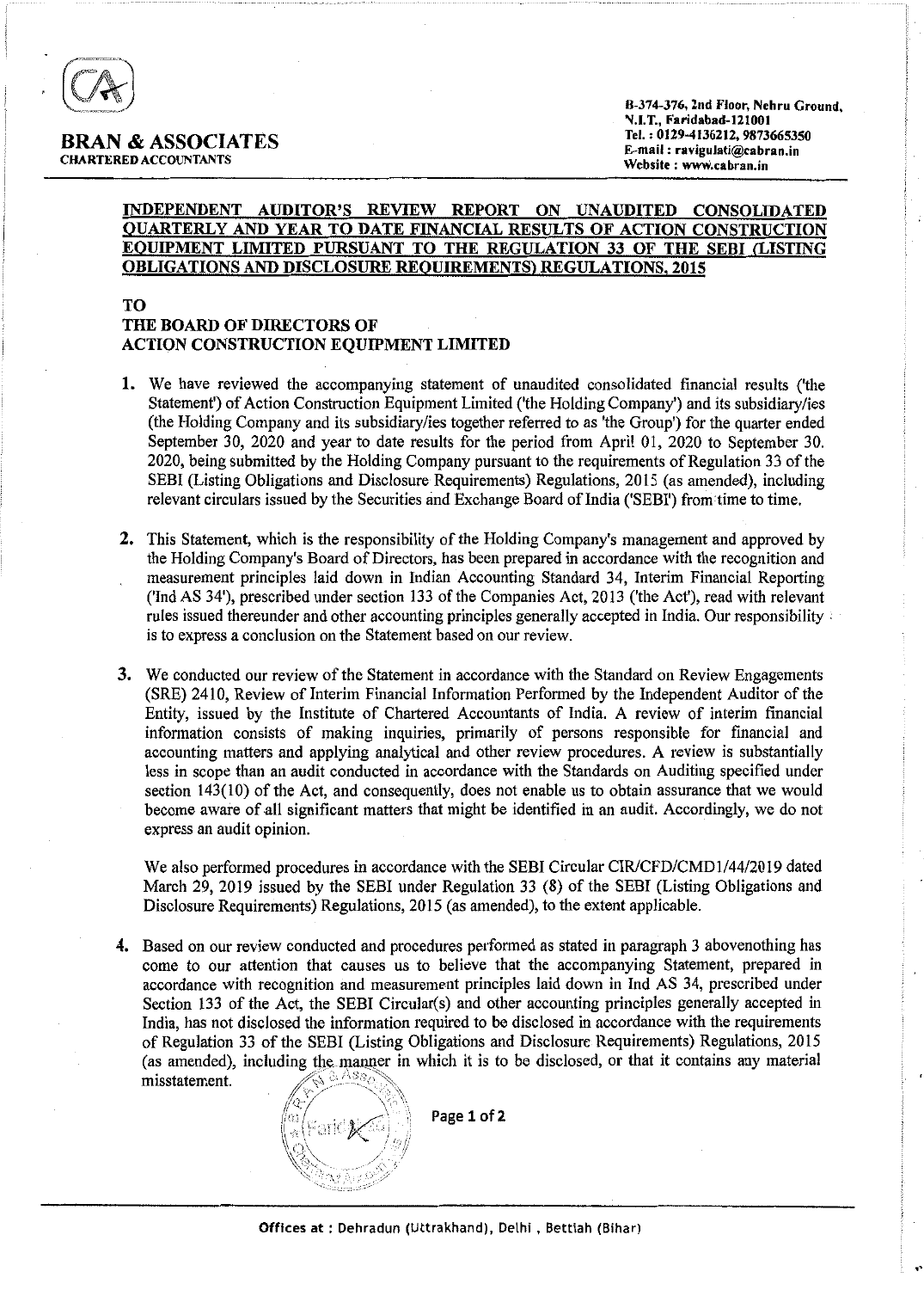**BRAN & ASSOCIATES**
**CHARTERED ACCOUNTANTS**

B-374-376, 2nd Floor, Nehru Ground,
N.I.T., Faridabad-121001
Tel. : 0129-4136212, 9873665350
E-mail : ravigulati@cabran.in
Website : www.cabran.in

## INDEPENDENT AUDITOR'S REVIEW REPORT ON UNAUDITED CONSOLIDATED QUARTERLY AND YEAR TO DATE FINANCIAL RESULTS OF ACTION CONSTRUCTION EQUIPMENT LIMITED PURSUANT TO THE REGULATION 33 OF THE SEBI (LISTING OBLIGATIONS AND DISCLOSURE REQUIREMENTS) REGULATIONS, 2015

**TO**
**THE BOARD OF DIRECTORS OF**
**ACTION CONSTRUCTION EQUIPMENT LIMITED**

1. We have reviewed the accompanying statement of unaudited consolidated financial results ('the Statement') of Action Construction Equipment Limited ('the Holding Company') and its subsidiary/ies (the Holding Company and its subsidiary/ies together referred to as 'the Group') for the quarter ended September 30, 2020 and year to date results for the period from April 01, 2020 to September 30. 2020, being submitted by the Holding Company pursuant to the requirements of Regulation 33 of the SEBI (Listing Obligations and Disclosure Requirements) Regulations, 2015 (as amended), including relevant circulars issued by the Securities and Exchange Board of India ('SEBI') from time to time.

2. This Statement, which is the responsibility of the Holding Company's management and approved by the Holding Company's Board of Directors, has been prepared in accordance with the recognition and measurement principles laid down in Indian Accounting Standard 34, Interim Financial Reporting ('Ind AS 34'), prescribed under section 133 of the Companies Act, 2013 ('the Act'), read with relevant rules issued thereunder and other accounting principles generally accepted in India. Our responsibility is to express a conclusion on the Statement based on our review.

3. We conducted our review of the Statement in accordance with the Standard on Review Engagements (SRE) 2410, Review of Interim Financial Information Performed by the Independent Auditor of the Entity, issued by the Institute of Chartered Accountants of India. A review of interim financial information consists of making inquiries, primarily of persons responsible for financial and accounting matters and applying analytical and other review procedures. A review is substantially less in scope than an audit conducted in accordance with the Standards on Auditing specified under section 143(10) of the Act, and consequently, does not enable us to obtain assurance that we would become aware of all significant matters that might be identified in an audit. Accordingly, we do not express an audit opinion.

   We also performed procedures in accordance with the SEBI Circular CIR/CFD/CMD1/44/2019 dated March 29, 2019 issued by the SEBI under Regulation 33 (8) of the SEBI (Listing Obligations and Disclosure Requirements) Regulations, 2015 (as amended), to the extent applicable.

4. Based on our review conducted and procedures performed as stated in paragraph 3 abovenothing has come to our attention that causes us to believe that the accompanying Statement, prepared in accordance with recognition and measurement principles laid down in Ind AS 34, prescribed under Section 133 of the Act, the SEBI Circular(s) and other accounting principles generally accepted in India, has not disclosed the information required to be disclosed in accordance with the requirements of Regulation 33 of the SEBI (Listing Obligations and Disclosure Requirements) Regulations, 2015 (as amended), including the manner in which it is to be disclosed, or that it contains any material misstatement.

Offices at : Dehradun (Uttrakhand), Delhi , Bettiah (Bihar)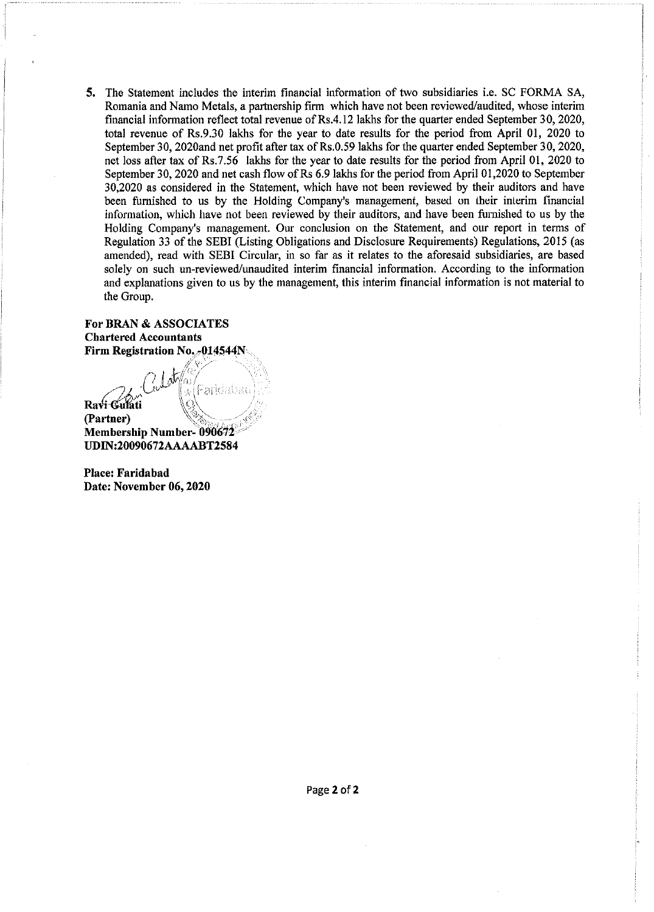5. The Statement includes the interim financial information of two subsidiaries i.e. SC FORMA SA, Romania and Namo Metals, a partnership firm which have not been reviewed/audited, whose interim financial information reflect total revenue of Rs.4.12 lakhs for the quarter ended September 30, 2020, total revenue of Rs.9.30 lakhs for the year to date results for the period from April 01, 2020 to September 30, 2020and net profit after tax of Rs.0.59 lakhs for the quarter ended September 30, 2020, net loss after tax of Rs.7.56 lakhs for the year to date results for the period from April 01, 2020 to September 30, 2020 and net cash flow of Rs 6.9 lakhs for the period from April 01,2020 to September 30,2020 as considered in the Statement, which have not been reviewed by their auditors and have been furnished to us by the Holding Company's management, based on their interim financial information, which have not been reviewed by their auditors, and have been furnished to us by the Holding Company's management. Our conclusion on the Statement, and our report in terms of Regulation 33 of the SEBI (Listing Obligations and Disclosure Requirements) Regulations, 2015 (as amended), read with SEBI Circular, in so far as it relates to the aforesaid subsidiaries, are based solely on such un-reviewed/unaudited interim financial information. According to the information and explanations given to us by the management, this interim financial information is not material to the Group.

**For BRAN & ASSOCIATES**
**Chartered Accountants**
**Firm Registration No. -014544N**

**Ravi Gulati**
**(Partner)**
**Membership Number- 090672**
**UDIN:20090672AAAABT2584**

**Place: Faridabad**
**Date: November 06, 2020**